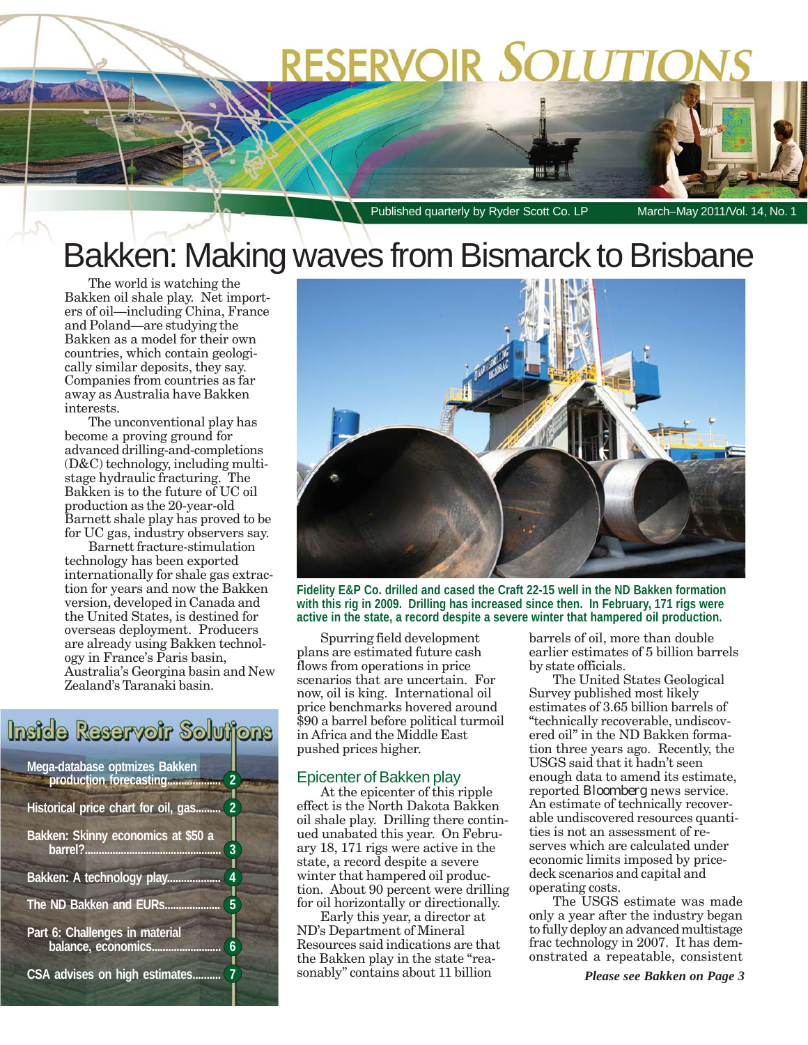# RESERVOIR SOLUTIONS

Published quarterly by Ryder Scott Co. LP — March–May 2011/Vol. 14, No. 1

# Bakken: Making waves from Bismarck to Brisbane

The world is watching the Bakken oil shale play. Net importers of oil—including China, France and Poland—are studying the Bakken as a model for their own countries, which contain geologically similar deposits, they say. Companies from countries as far away as Australia have Bakken interests.

The unconventional play has become a proving ground for advanced drilling-and-completions (D&C) technology, including multistage hydraulic fracturing. The Bakken is to the future of UC oil production as the 20-year-old Barnett shale play has proved to be for UC gas, industry observers say.

Barnett fracture-stimulation technology has been exported internationally for shale gas extraction for years and now the Bakken version, developed in Canada and the United States, is destined for overseas deployment. Producers are already using Bakken technology in France's Paris basin, Australia's Georgina basin and New Zealand's Taranaki basin.

**Fidelity E&P Co. drilled and cased the Craft 22-15 well in the ND Bakken formation with this rig in 2009. Drilling has increased since then. In February, 171 rigs were active in the state, a record despite a severe winter that hampered oil production.**

Spurring field development plans are estimated future cash flows from operations in price scenarios that are uncertain. For now, oil is king. International oil price benchmarks hovered around $90 a barrel before political turmoil in Africa and the Middle East pushed prices higher.

## Epicenter of Bakken play

At the epicenter of this ripple effect is the North Dakota Bakken oil shale play. Drilling there continued unabated this year. On February 18, 171 rigs were active in the state, a record despite a severe winter that hampered oil production. About 90 percent were drilling for oil horizontally or directionally.

Early this year, a director at ND's Department of Mineral Resources said indications are that the Bakken play in the state "reasonably" contains about 11 billion barrels of oil, more than double earlier estimates of 5 billion barrels by state officials.

The United States Geological Survey published most likely estimates of 3.65 billion barrels of "technically recoverable, undiscovered oil" in the ND Bakken formation three years ago. Recently, the USGS said that it hadn't seen enough data to amend its estimate, reported *Bloomberg* news service. An estimate of technically recoverable undiscovered resources quantities is not an assessment of reserves which are calculated under economic limits imposed by price-deck scenarios and capital and operating costs.

The USGS estimate was made only a year after the industry began to fully deploy an advanced multistage frac technology in 2007. It has demonstrated a repeatable, consistent

*Please see Bakken on Page 3*

## Inside Reservoir Solutions

- Mega-database optmizes Bakken production forecasting .......... 2
- Historical price chart for oil, gas .......... 2
- Bakken: Skinny economics at $50 a barrel? .......... 3
- Bakken: A technology play .......... 4
- The ND Bakken and EURs .......... 5
- Part 6: Challenges in material balance, economics .......... 6
- CSA advises on high estimates .......... 7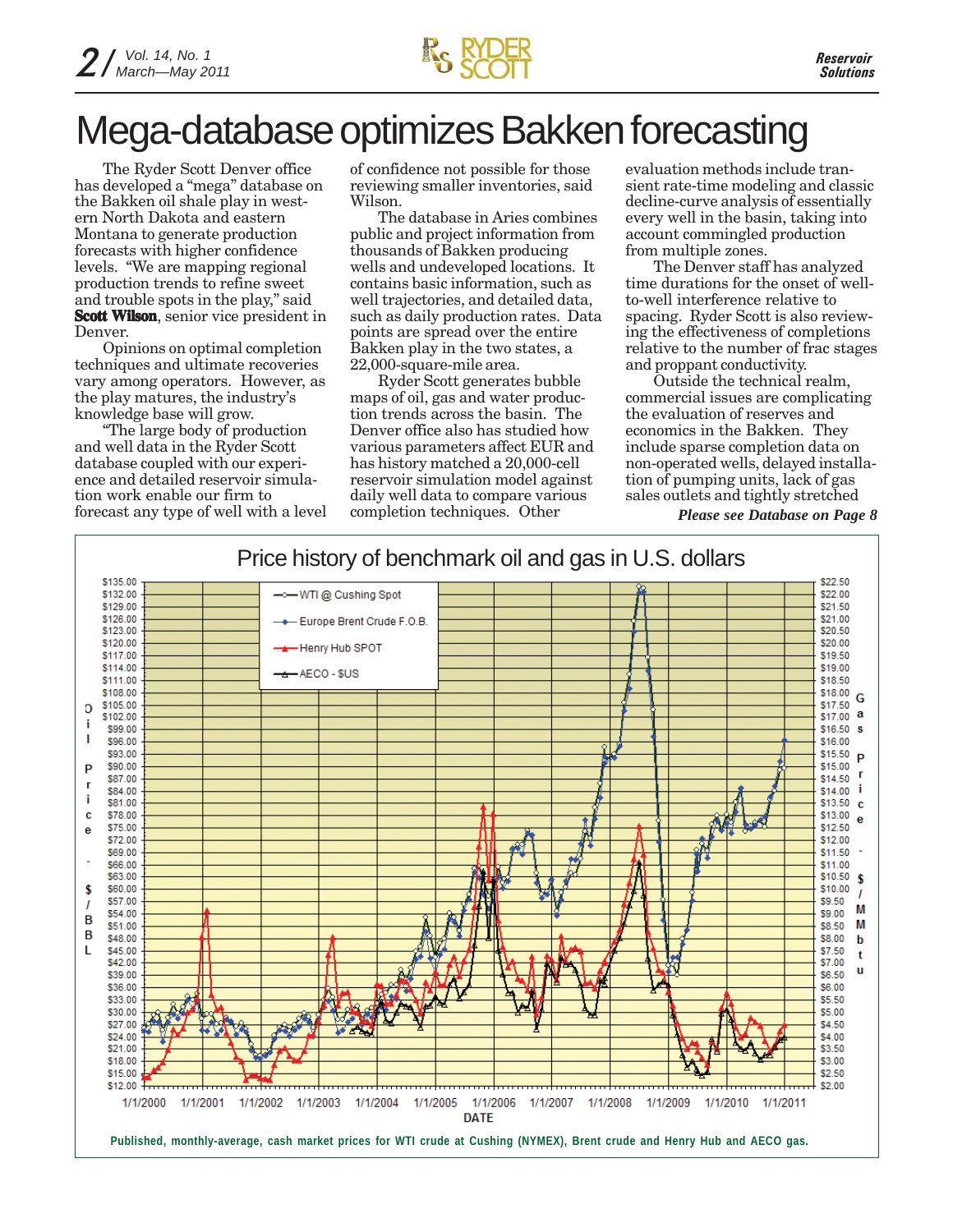# Mega-database optimizes Bakken forecasting

The Ryder Scott Denver office has developed a "mega" database on the Bakken oil shale play in western North Dakota and eastern Montana to generate production forecasts with higher confidence levels. "We are mapping regional production trends to refine sweet and trouble spots in the play," said **Scott Wilson**, senior vice president in Denver.

Opinions on optimal completion techniques and ultimate recoveries vary among operators. However, as the play matures, the industry's knowledge base will grow.

"The large body of production and well data in the Ryder Scott database coupled with our experience and detailed reservoir simulation work enable our firm to forecast any type of well with a level of confidence not possible for those reviewing smaller inventories, said Wilson.

The database in Aries combines public and project information from thousands of Bakken producing wells and undeveloped locations. It contains basic information, such as well trajectories, and detailed data, such as daily production rates. Data points are spread over the entire Bakken play in the two states, a 22,000-square-mile area.

Ryder Scott generates bubble maps of oil, gas and water production trends across the basin. The Denver office also has studied how various parameters affect EUR and has history matched a 20,000-cell reservoir simulation model against daily well data to compare various completion techniques. Other evaluation methods include transient rate-time modeling and classic decline-curve analysis of essentially every well in the basin, taking into account commingled production from multiple zones.

The Denver staff has analyzed time durations for the onset of well-to-well interference relative to spacing. Ryder Scott is also reviewing the effectiveness of completions relative to the number of frac stages and proppant conductivity.

Outside the technical realm, commercial issues are complicating the evaluation of reserves and economics in the Bakken. They include sparse completion data on non-operated wells, delayed installation of pumping units, lack of gas sales outlets and tightly stretched

*Please see Database on Page 8*

Price history of benchmark oil and gas in U.S. dollars

Published, monthly-average, cash market prices for WTI crude at Cushing (NYMEX), Brent crude and Henry Hub and AECO gas.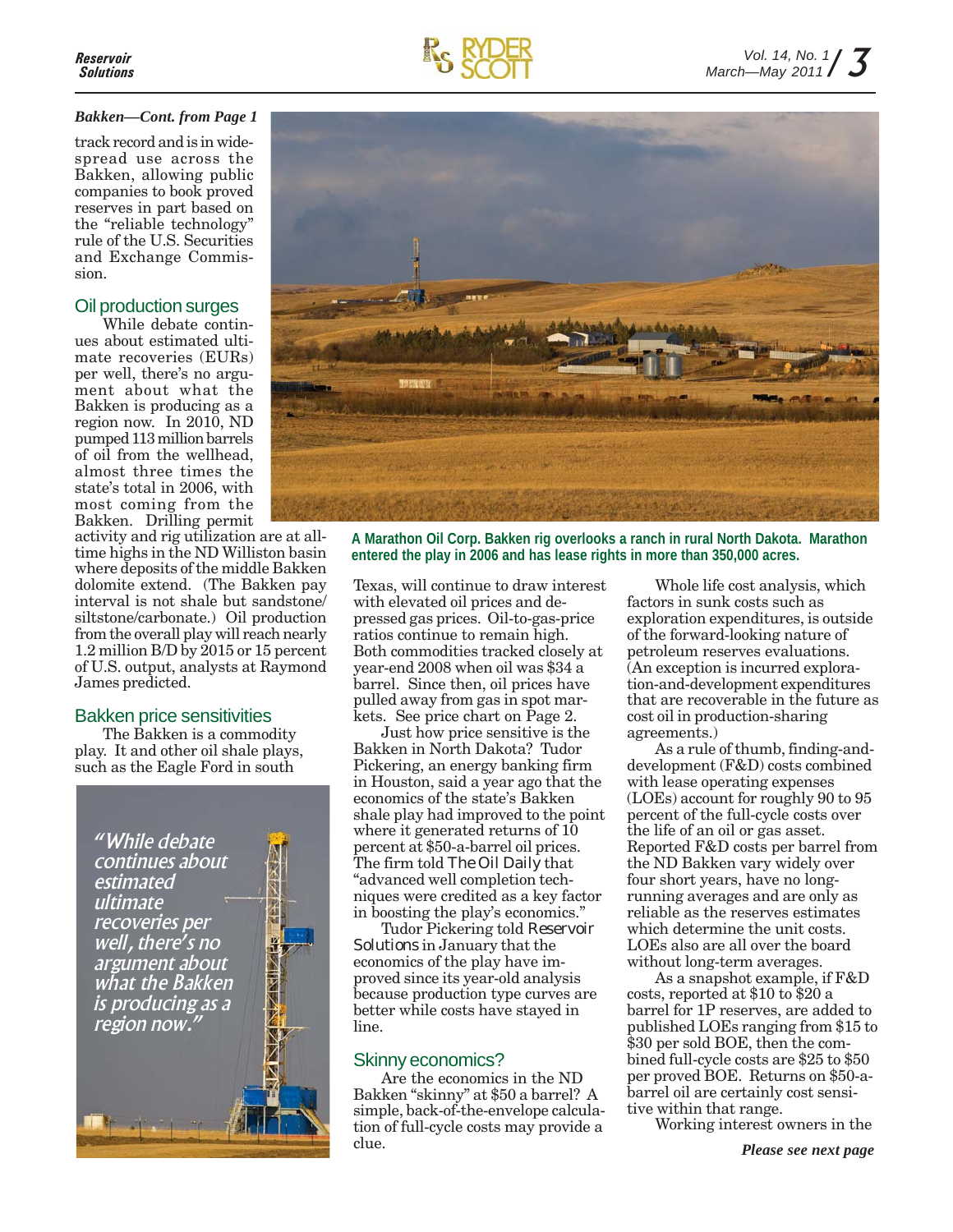*Bakken—Cont. from Page 1*

track record and is in widespread use across the Bakken, allowing public companies to book proved reserves in part based on the "reliable technology" rule of the U.S. Securities and Exchange Commission.

## Oil production surges

While debate continues about estimated ultimate recoveries (EURs) per well, there's no argument about what the Bakken is producing as a region now. In 2010, ND pumped 113 million barrels of oil from the wellhead, almost three times the state's total in 2006, with most coming from the Bakken. Drilling permit activity and rig utilization are at all-time highs in the ND Williston basin where deposits of the middle Bakken dolomite extend. (The Bakken pay interval is not shale but sandstone/siltstone/carbonate.) Oil production from the overall play will reach nearly 1.2 million B/D by 2015 or 15 percent of U.S. output, analysts at Raymond James predicted.

**A Marathon Oil Corp. Bakken rig overlooks a ranch in rural North Dakota. Marathon entered the play in 2006 and has lease rights in more than 350,000 acres.**

## Bakken price sensitivities

The Bakken is a commodity play. It and other oil shale plays, such as the Eagle Ford in south Texas, will continue to draw interest with elevated oil prices and depressed gas prices. Oil-to-gas-price ratios continue to remain high. Both commodities tracked closely at year-end 2008 when oil was $34 a barrel. Since then, oil prices have pulled away from gas in spot markets. See price chart on Page 2.

> *"While debate continues about estimated ultimate recoveries per well, there's no argument about what the Bakken is producing as a region now."*

Just how price sensitive is the Bakken in North Dakota? Tudor Pickering, an energy banking firm in Houston, said a year ago that the economics of the state's Bakken shale play had improved to the point where it generated returns of 10 percent at $50-a-barrel oil prices. The firm told *The Oil Daily* that "advanced well completion techniques were credited as a key factor in boosting the play's economics."

Tudor Pickering told *Reservoir Solutions* in January that the economics of the play have improved since its year-old analysis because production type curves are better while costs have stayed in line.

## Skinny economics?

Are the economics in the ND Bakken "skinny" at $50 a barrel? A simple, back-of-the-envelope calculation of full-cycle costs may provide a clue.

Whole life cost analysis, which factors in sunk costs such as exploration expenditures, is outside of the forward-looking nature of petroleum reserves evaluations. (An exception is incurred exploration-and-development expenditures that are recoverable in the future as cost oil in production-sharing agreements.)

As a rule of thumb, finding-and-development (F&D) costs combined with lease operating expenses (LOEs) account for roughly 90 to 95 percent of the full-cycle costs over the life of an oil or gas asset. Reported F&D costs per barrel from the ND Bakken vary widely over four short years, have no long-running averages and are only as reliable as the reserves estimates which determine the unit costs. LOEs also are all over the board without long-term averages.

As a snapshot example, if F&D costs, reported at $10 to $20 a barrel for 1P reserves, are added to published LOEs ranging from $15 to $30 per sold BOE, then the combined full-cycle costs are $25 to $50 per proved BOE. Returns on $50-a-barrel oil are certainly cost sensitive within that range.

Working interest owners in the

*Please see next page*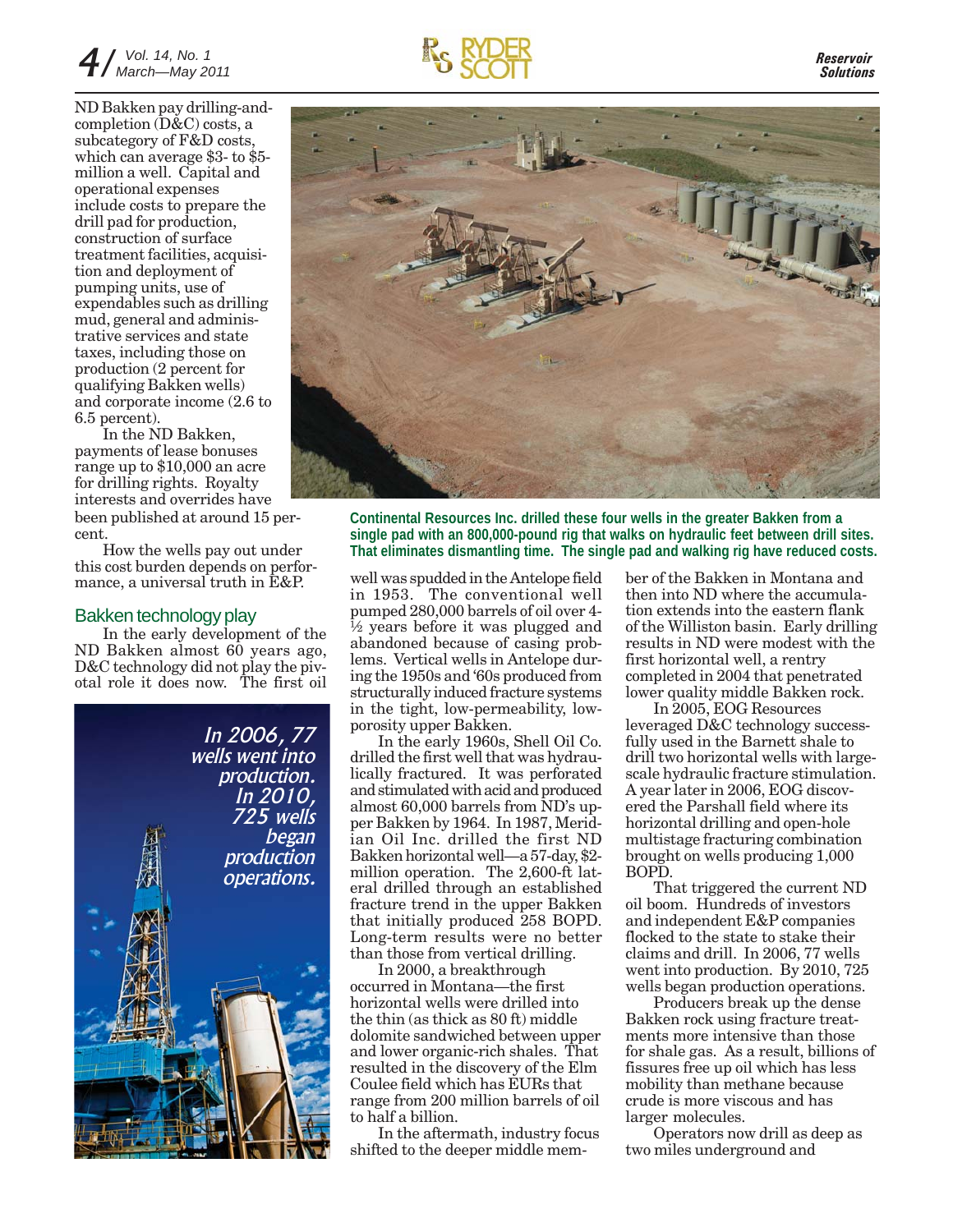ND Bakken pay drilling-and-completion (D&C) costs, a subcategory of F&D costs, which can average $3- to $5-million a well. Capital and operational expenses include costs to prepare the drill pad for production, construction of surface treatment facilities, acquisition and deployment of pumping units, use of expendables such as drilling mud, general and administrative services and state taxes, including those on production (2 percent for qualifying Bakken wells) and corporate income (2.6 to 6.5 percent).

In the ND Bakken, payments of lease bonuses range up to $10,000 an acre for drilling rights. Royalty interests and overrides have been published at around 15 percent.

How the wells pay out under this cost burden depends on performance, a universal truth in E&P.

Continental Resources Inc. drilled these four wells in the greater Bakken from a single pad with an 800,000-pound rig that walks on hydraulic feet between drill sites. That eliminates dismantling time. The single pad and walking rig have reduced costs.

## Bakken technology play

In the early development of the ND Bakken almost 60 years ago, D&C technology did not play the pivotal role it does now. The first oil well was spudded in the Antelope field in 1953. The conventional well pumped 280,000 barrels of oil over 4-½ years before it was plugged and abandoned because of casing problems. Vertical wells in Antelope during the 1950s and '60s produced from structurally induced fracture systems in the tight, low-permeability, low-porosity upper Bakken.

In the early 1960s, Shell Oil Co. drilled the first well that was hydraulically fractured. It was perforated and stimulated with acid and produced almost 60,000 barrels from ND's upper Bakken by 1964. In 1987, Meridian Oil Inc. drilled the first ND Bakken horizontal well—a 57-day, $2-million operation. The 2,600-ft lateral drilled through an established fracture trend in the upper Bakken that initially produced 258 BOPD. Long-term results were no better than those from vertical drilling.

In 2000, a breakthrough occurred in Montana—the first horizontal wells were drilled into the thin (as thick as 80 ft) middle dolomite sandwiched between upper and lower organic-rich shales. That resulted in the discovery of the Elm Coulee field which has EURs that range from 200 million barrels of oil to half a billion.

In the aftermath, industry focus shifted to the deeper middle member of the Bakken in Montana and then into ND where the accumulation extends into the eastern flank of the Williston basin. Early drilling results in ND were modest with the first horizontal well, a rentry completed in 2004 that penetrated lower quality middle Bakken rock.

In 2005, EOG Resources leveraged D&C technology successfully used in the Barnett shale to drill two horizontal wells with large-scale hydraulic fracture stimulation. A year later in 2006, EOG discovered the Parshall field where its horizontal drilling and open-hole multistage fracturing combination brought on wells producing 1,000 BOPD.

That triggered the current ND oil boom. Hundreds of investors and independent E&P companies flocked to the state to stake their claims and drill. In 2006, 77 wells went into production. By 2010, 725 wells began production operations.

Producers break up the dense Bakken rock using fracture treatments more intensive than those for shale gas. As a result, billions of fissures free up oil which has less mobility than methane because crude is more viscous and has larger molecules.

Operators now drill as deep as two miles underground and

*In 2006, 77 wells went into production. In 2010, 725 wells began production operations.*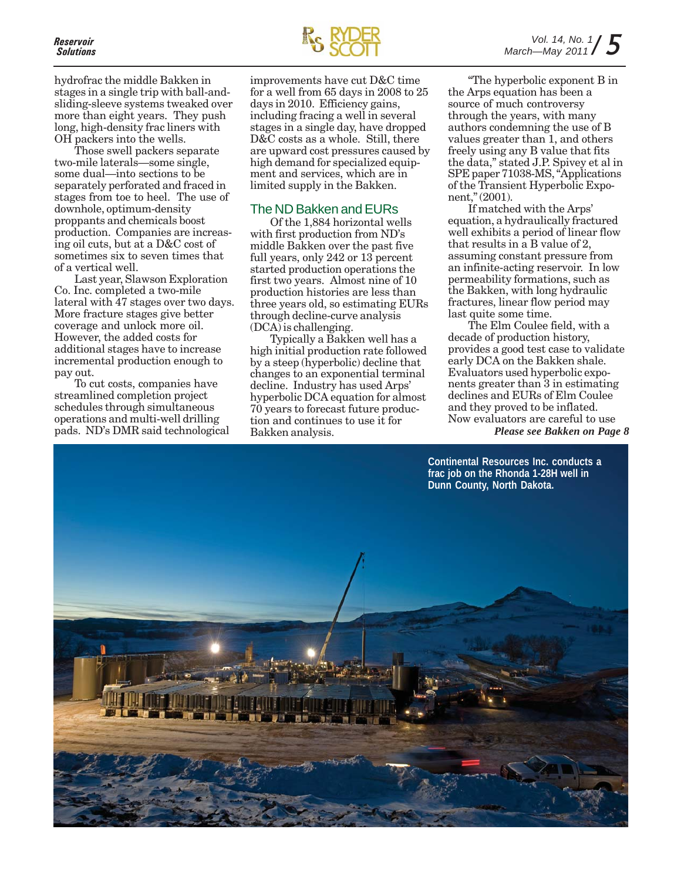hydrofrac the middle Bakken in stages in a single trip with ball-and-sliding-sleeve systems tweaked over more than eight years. They push long, high-density frac liners with OH packers into the wells.

Those swell packers separate two-mile laterals—some single, some dual—into sections to be separately perforated and fraced in stages from toe to heel. The use of downhole, optimum-density proppants and chemicals boost production. Companies are increasing oil cuts, but at a D&C cost of sometimes six to seven times that of a vertical well.

Last year, Slawson Exploration Co. Inc. completed a two-mile lateral with 47 stages over two days. More fracture stages give better coverage and unlock more oil. However, the added costs for additional stages have to increase incremental production enough to pay out.

To cut costs, companies have streamlined completion project schedules through simultaneous operations and multi-well drilling pads. ND's DMR said technological improvements have cut D&C time for a well from 65 days in 2008 to 25 days in 2010. Efficiency gains, including fracing a well in several stages in a single day, have dropped D&C costs as a whole. Still, there are upward cost pressures caused by high demand for specialized equipment and services, which are in limited supply in the Bakken.

## The ND Bakken and EURs

Of the 1,884 horizontal wells with first production from ND's middle Bakken over the past five full years, only 242 or 13 percent started production operations the first two years. Almost nine of 10 production histories are less than three years old, so estimating EURs through decline-curve analysis (DCA) is challenging.

Typically a Bakken well has a high initial production rate followed by a steep (hyperbolic) decline that changes to an exponential terminal decline. Industry has used Arps' hyperbolic DCA equation for almost 70 years to forecast future production and continues to use it for Bakken analysis.

"The hyperbolic exponent B in the Arps equation has been a source of much controversy through the years, with many authors condemning the use of B values greater than 1, and others freely using any B value that fits the data," stated J.P. Spivey et al in SPE paper 71038-MS, "Applications of the Transient Hyperbolic Exponent," (2001).

If matched with the Arps' equation, a hydraulically fractured well exhibits a period of linear flow that results in a B value of 2, assuming constant pressure from an infinite-acting reservoir. In low permeability formations, such as the Bakken, with long hydraulic fractures, linear flow period may last quite some time.

The Elm Coulee field, with a decade of production history, provides a good test case to validate early DCA on the Bakken shale. Evaluators used hyperbolic exponents greater than 3 in estimating declines and EURs of Elm Coulee and they proved to be inflated. Now evaluators are careful to use

***Please see Bakken on Page 8***

**Continental Resources Inc. conducts a frac job on the Rhonda 1-28H well in Dunn County, North Dakota.**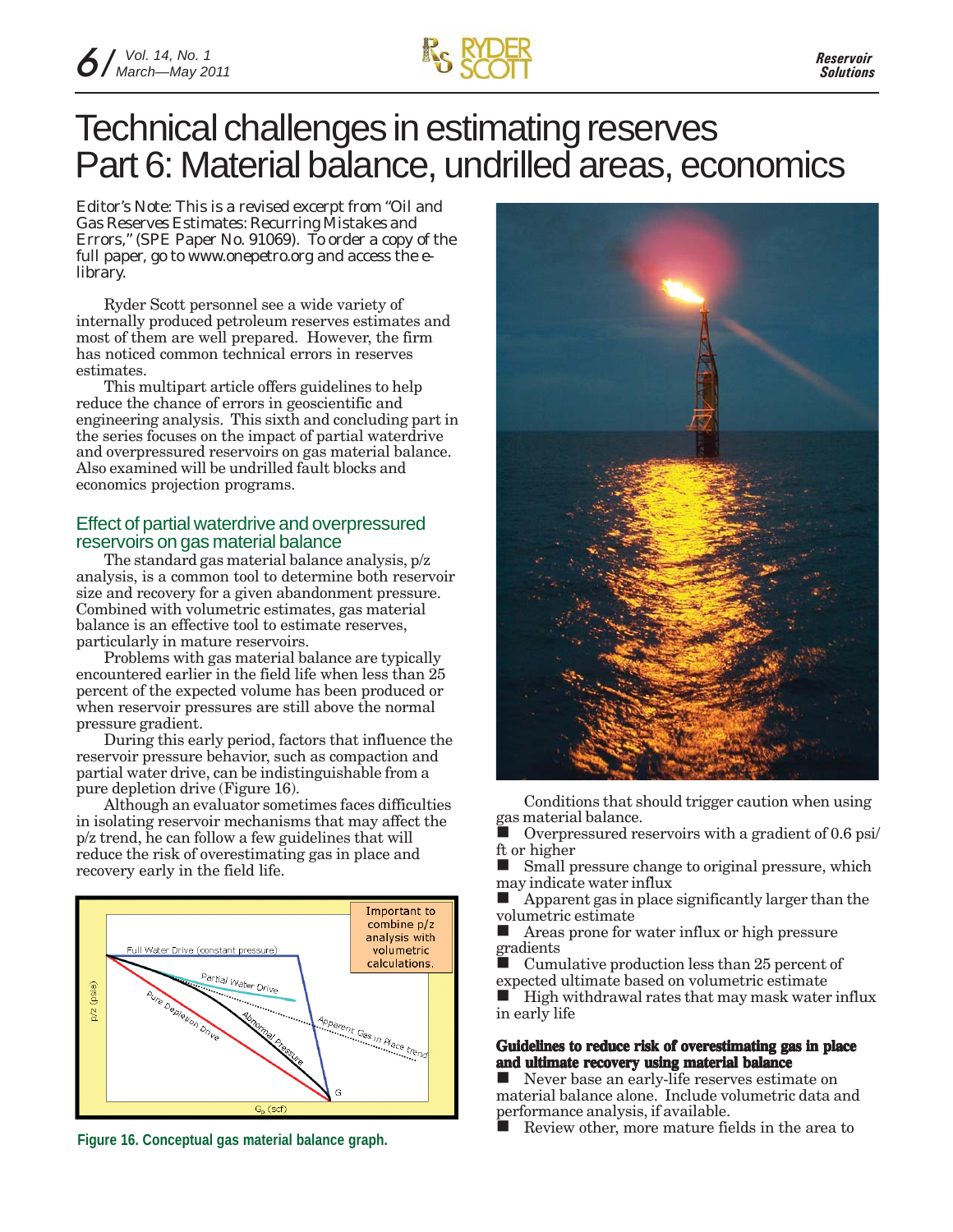# Technical challenges in estimating reserves Part 6: Material balance, undrilled areas, economics

*Editor's Note: This is a revised excerpt from "Oil and Gas Reserves Estimates: Recurring Mistakes and Errors," (SPE Paper No. 91069). To order a copy of the full paper, go to www.onepetro.org and access the e-library.*

Ryder Scott personnel see a wide variety of internally produced petroleum reserves estimates and most of them are well prepared. However, the firm has noticed common technical errors in reserves estimates.

This multipart article offers guidelines to help reduce the chance of errors in geoscientific and engineering analysis. This sixth and concluding part in the series focuses on the impact of partial waterdrive and overpressured reservoirs on gas material balance. Also examined will be undrilled fault blocks and economics projection programs.

## Effect of partial waterdrive and overpressured reservoirs on gas material balance

The standard gas material balance analysis, p/z analysis, is a common tool to determine both reservoir size and recovery for a given abandonment pressure. Combined with volumetric estimates, gas material balance is an effective tool to estimate reserves, particularly in mature reservoirs.

Problems with gas material balance are typically encountered earlier in the field life when less than 25 percent of the expected volume has been produced or when reservoir pressures are still above the normal pressure gradient.

During this early period, factors that influence the reservoir pressure behavior, such as compaction and partial water drive, can be indistinguishable from a pure depletion drive (Figure 16).

Although an evaluator sometimes faces difficulties in isolating reservoir mechanisms that may affect the p/z trend, he can follow a few guidelines that will reduce the risk of overestimating gas in place and recovery early in the field life.

**Figure 16. Conceptual gas material balance graph.**

Conditions that should trigger caution when using gas material balance.

- Overpressured reservoirs with a gradient of 0.6 psi/ft or higher
- Small pressure change to original pressure, which may indicate water influx
- Apparent gas in place significantly larger than the volumetric estimate
- Areas prone for water influx or high pressure gradients
- Cumulative production less than 25 percent of expected ultimate based on volumetric estimate
- High withdrawal rates that may mask water influx in early life

### Guidelines to reduce risk of overestimating gas in place and ultimate recovery using material balance

- Never base an early-life reserves estimate on material balance alone. Include volumetric data and performance analysis, if available.
- Review other, more mature fields in the area to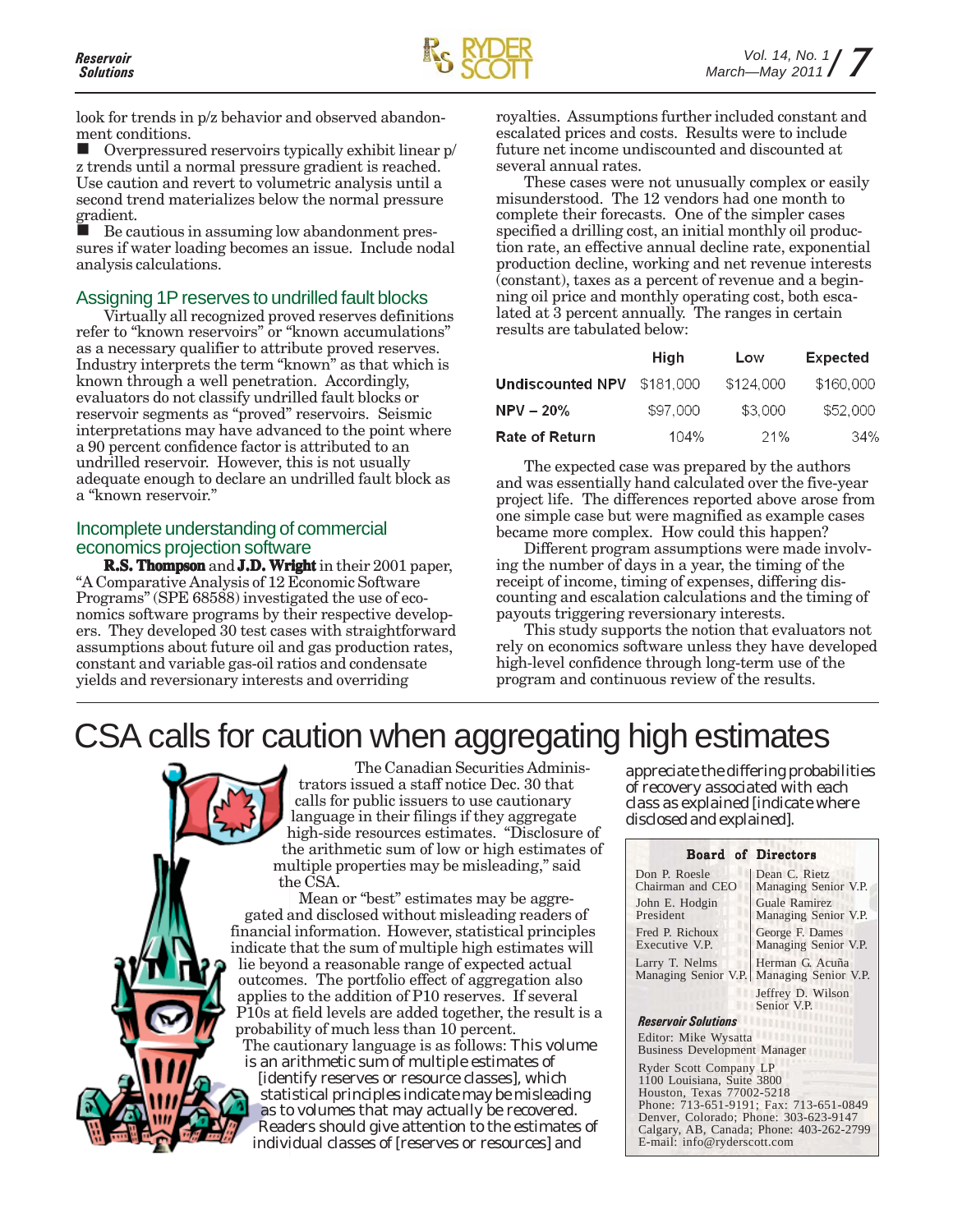look for trends in p/z behavior and observed abandonment conditions.

- Overpressured reservoirs typically exhibit linear p/z trends until a normal pressure gradient is reached. Use caution and revert to volumetric analysis until a second trend materializes below the normal pressure gradient.
- Be cautious in assuming low abandonment pressures if water loading becomes an issue. Include nodal analysis calculations.

## Assigning 1P reserves to undrilled fault blocks

Virtually all recognized proved reserves definitions refer to "known reservoirs" or "known accumulations" as a necessary qualifier to attribute proved reserves. Industry interprets the term "known" as that which is known through a well penetration. Accordingly, evaluators do not classify undrilled fault blocks or reservoir segments as "proved" reservoirs. Seismic interpretations may have advanced to the point where a 90 percent confidence factor is attributed to an undrilled reservoir. However, this is not usually adequate enough to declare an undrilled fault block as a "known reservoir."

## Incomplete understanding of commercial economics projection software

**R.S. Thompson** and **J.D. Wright** in their 2001 paper, "A Comparative Analysis of 12 Economic Software Programs" (SPE 68588) investigated the use of economics software programs by their respective developers. They developed 30 test cases with straightforward assumptions about future oil and gas production rates, constant and variable gas-oil ratios and condensate yields and reversionary interests and overriding royalties. Assumptions further included constant and escalated prices and costs. Results were to include future net income undiscounted and discounted at several annual rates.

These cases were not unusually complex or easily misunderstood. The 12 vendors had one month to complete their forecasts. One of the simpler cases specified a drilling cost, an initial monthly oil production rate, an effective annual decline rate, exponential production decline, working and net revenue interests (constant), taxes as a percent of revenue and a beginning oil price and monthly operating cost, both escalated at 3 percent annually. The ranges in certain results are tabulated below:

| | High | Low | Expected |
|---|---|---|---|
| **Undiscounted NPV** | $181,000 | $124,000 | $160,000 |
| **NPV – 20%** | $97,000 | $3,000 | $52,000 |
| **Rate of Return** | 104% | 21% | 34% |

The expected case was prepared by the authors and was essentially hand calculated over the five-year project life. The differences reported above arose from one simple case but were magnified as example cases became more complex. How could this happen?

Different program assumptions were made involving the number of days in a year, the timing of the receipt of income, timing of expenses, differing discounting and escalation calculations and the timing of payouts triggering reversionary interests.

This study supports the notion that evaluators not rely on economics software unless they have developed high-level confidence through long-term use of the program and continuous review of the results.

# CSA calls for caution when aggregating high estimates

The Canadian Securities Administrators issued a staff notice Dec. 30 that calls for public issuers to use cautionary language in their filings if they aggregate high-side resources estimates. "Disclosure of the arithmetic sum of low or high estimates of multiple properties may be misleading," said the CSA.

Mean or "best" estimates may be aggregated and disclosed without misleading readers of financial information. However, statistical principles indicate that the sum of multiple high estimates will lie beyond a reasonable range of expected actual outcomes. The portfolio effect of aggregation also applies to the addition of P10 reserves. If several P10s at field levels are added together, the result is a probability of much less than 10 percent.

The cautionary language is as follows: This volume is an arithmetic sum of multiple estimates of [identify reserves or resource classes], which statistical principles indicate may be misleading as to volumes that may actually be recovered. Readers should give attention to the estimates of individual classes of [reserves or resources] and appreciate the differing probabilities of recovery associated with each class as explained [indicate where disclosed and explained].

**Board of Directors**

Don P. Roesle
Chairman and CEO

John E. Hodgin
President

Fred P. Richoux
Executive V.P.

Larry T. Nelms
Managing Senior V.P.

Dean C. Rietz
Managing Senior V.P.

Guale Ramirez
Managing Senior V.P.

George F. Dames
Managing Senior V.P.

Herman G. Acuña
Managing Senior V.P.

Jeffrey D. Wilson
Senior V.P.

***Reservoir Solutions***

Editor: Mike Wysatta
Business Development Manager

Ryder Scott Company LP
1100 Louisiana, Suite 3800
Houston, Texas 77002-5218
Phone: 713-651-9191; Fax: 713-651-0849
Denver, Colorado; Phone: 303-623-9147
Calgary, AB, Canada; Phone: 403-262-2799
E-mail: info@ryderscott.com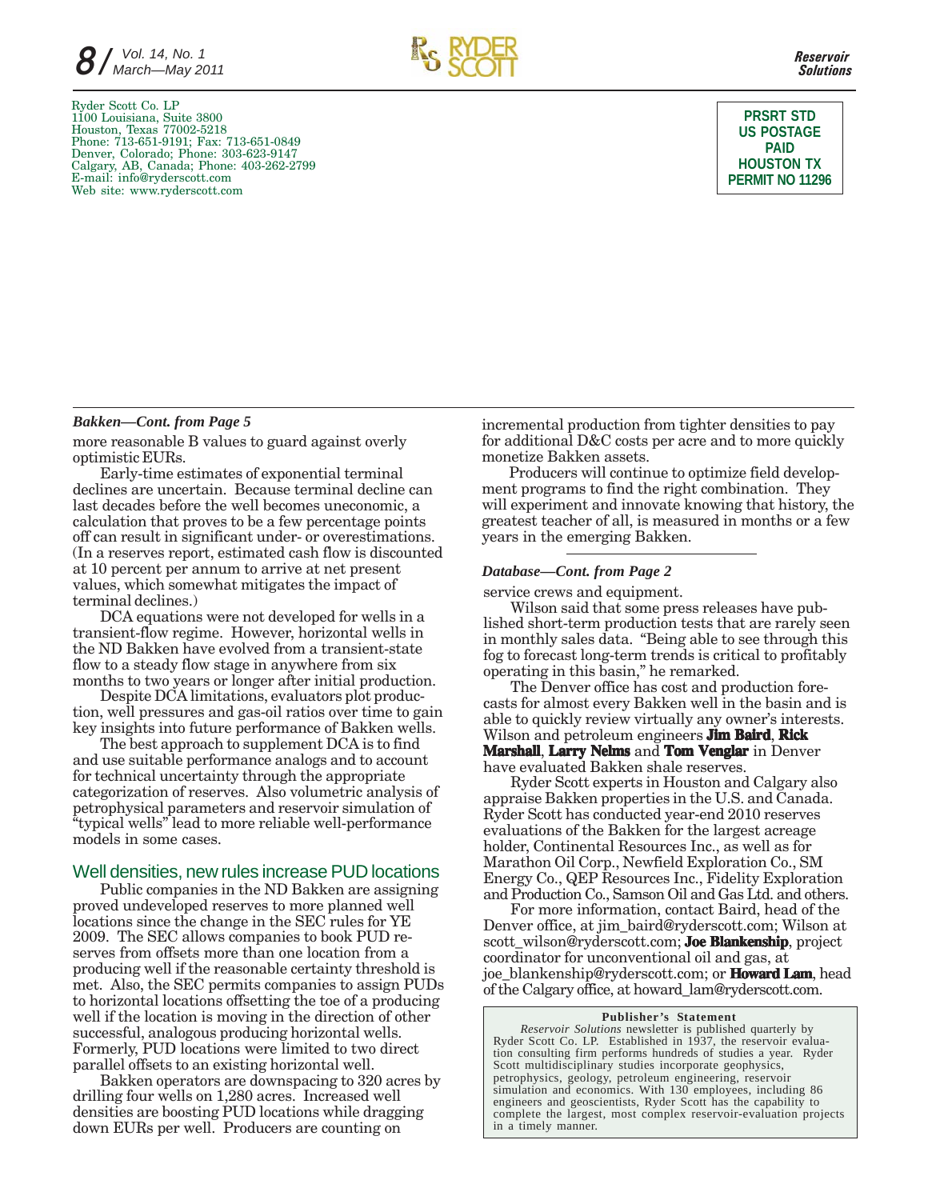Ryder Scott Co. LP
1100 Louisiana, Suite 3800
Houston, Texas 77002-5218
Phone: 713-651-9191; Fax: 713-651-0849
Denver, Colorado; Phone: 303-623-9147
Calgary, AB, Canada; Phone: 403-262-2799
E-mail: info@ryderscott.com
Web site: www.ryderscott.com

PRSRT STD
US POSTAGE
PAID
HOUSTON TX
PERMIT NO 11296

***Bakken—Cont. from Page 5***

more reasonable B values to guard against overly optimistic EURs.

Early-time estimates of exponential terminal declines are uncertain. Because terminal decline can last decades before the well becomes uneconomic, a calculation that proves to be a few percentage points off can result in significant under- or overestimations. (In a reserves report, estimated cash flow is discounted at 10 percent per annum to arrive at net present values, which somewhat mitigates the impact of terminal declines.)

DCA equations were not developed for wells in a transient-flow regime. However, horizontal wells in the ND Bakken have evolved from a transient-state flow to a steady flow stage in anywhere from six months to two years or longer after initial production.

Despite DCA limitations, evaluators plot production, well pressures and gas-oil ratios over time to gain key insights into future performance of Bakken wells.

The best approach to supplement DCA is to find and use suitable performance analogs and to account for technical uncertainty through the appropriate categorization of reserves. Also volumetric analysis of petrophysical parameters and reservoir simulation of "typical wells" lead to more reliable well-performance models in some cases.

## Well densities, new rules increase PUD locations

Public companies in the ND Bakken are assigning proved undeveloped reserves to more planned well locations since the change in the SEC rules for YE 2009. The SEC allows companies to book PUD reserves from offsets more than one location from a producing well if the reasonable certainty threshold is met. Also, the SEC permits companies to assign PUDs to horizontal locations offsetting the toe of a producing well if the location is moving in the direction of other successful, analogous producing horizontal wells. Formerly, PUD locations were limited to two direct parallel offsets to an existing horizontal well.

Bakken operators are downspacing to 320 acres by drilling four wells on 1,280 acres. Increased well densities are boosting PUD locations while dragging down EURs per well. Producers are counting on incremental production from tighter densities to pay for additional D&C costs per acre and to more quickly monetize Bakken assets.

Producers will continue to optimize field development programs to find the right combination. They will experiment and innovate knowing that history, the greatest teacher of all, is measured in months or a few years in the emerging Bakken.

***Database—Cont. from Page 2***

service crews and equipment.

Wilson said that some press releases have published short-term production tests that are rarely seen in monthly sales data. "Being able to see through this fog to forecast long-term trends is critical to profitably operating in this basin," he remarked.

The Denver office has cost and production forecasts for almost every Bakken well in the basin and is able to quickly review virtually any owner's interests. Wilson and petroleum engineers **Jim Baird**, **Rick Marshall**, **Larry Nelms** and **Tom Venglar** in Denver have evaluated Bakken shale reserves.

Ryder Scott experts in Houston and Calgary also appraise Bakken properties in the U.S. and Canada. Ryder Scott has conducted year-end 2010 reserves evaluations of the Bakken for the largest acreage holder, Continental Resources Inc., as well as for Marathon Oil Corp., Newfield Exploration Co., SM Energy Co., QEP Resources Inc., Fidelity Exploration and Production Co., Samson Oil and Gas Ltd. and others.

For more information, contact Baird, head of the Denver office, at jim_baird@ryderscott.com; Wilson at scott_wilson@ryderscott.com; **Joe Blankenship**, project coordinator for unconventional oil and gas, at joe_blankenship@ryderscott.com; or **Howard Lam**, head of the Calgary office, at howard_lam@ryderscott.com.

**Publisher's Statement**

*Reservoir Solutions* newsletter is published quarterly by Ryder Scott Co. LP. Established in 1937, the reservoir evaluation consulting firm performs hundreds of studies a year. Ryder Scott multidisciplinary studies incorporate geophysics, petrophysics, geology, petroleum engineering, reservoir simulation and economics. With 130 employees, including 86 engineers and geoscientists, Ryder Scott has the capability to complete the largest, most complex reservoir-evaluation projects in a timely manner.